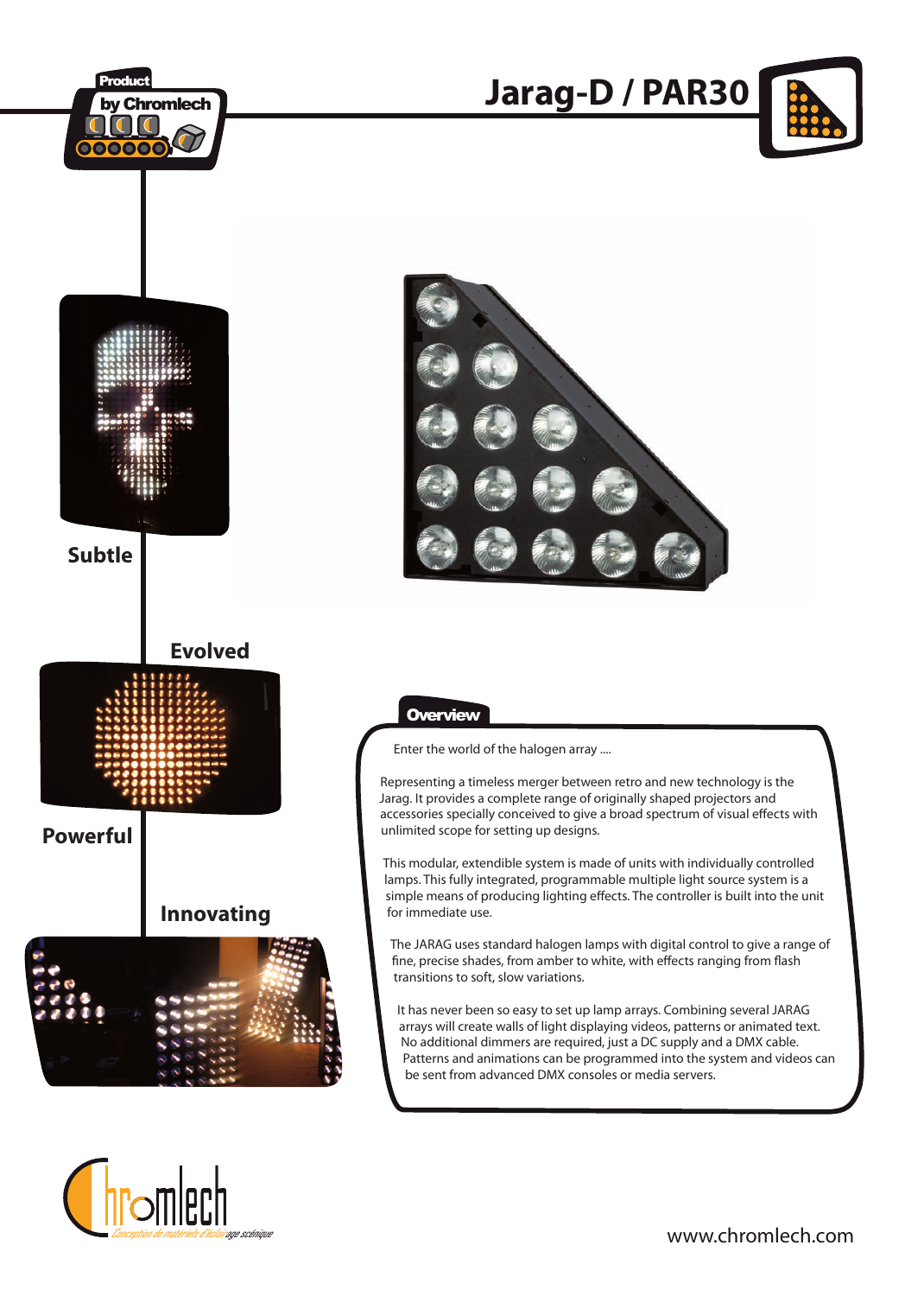Product by Chromlech

# Jarag-D / PAR30

**Subtle**

**Evolved**

**Powerful**

**Innovating**

## Overview

Enter the world of the halogen array ....

Representing a timeless merger between retro and new technology is the Jarag. It provides a complete range of originally shaped projectors and accessories specially conceived to give a broad spectrum of visual effects with unlimited scope for setting up designs.

This modular, extendible system is made of units with individually controlled lamps. This fully integrated, programmable multiple light source system is a simple means of producing lighting effects. The controller is built into the unit for immediate use.

The JARAG uses standard halogen lamps with digital control to give a range of fine, precise shades, from amber to white, with effects ranging from flash transitions to soft, slow variations.

It has never been so easy to set up lamp arrays. Combining several JARAG arrays will create walls of light displaying videos, patterns or animated text. No additional dimmers are required, just a DC supply and a DMX cable. Patterns and animations can be programmed into the system and videos can be sent from advanced DMX consoles or media servers.

Chromlech — *Conception de matériels d'éclairage scénique*

www.chromlech.com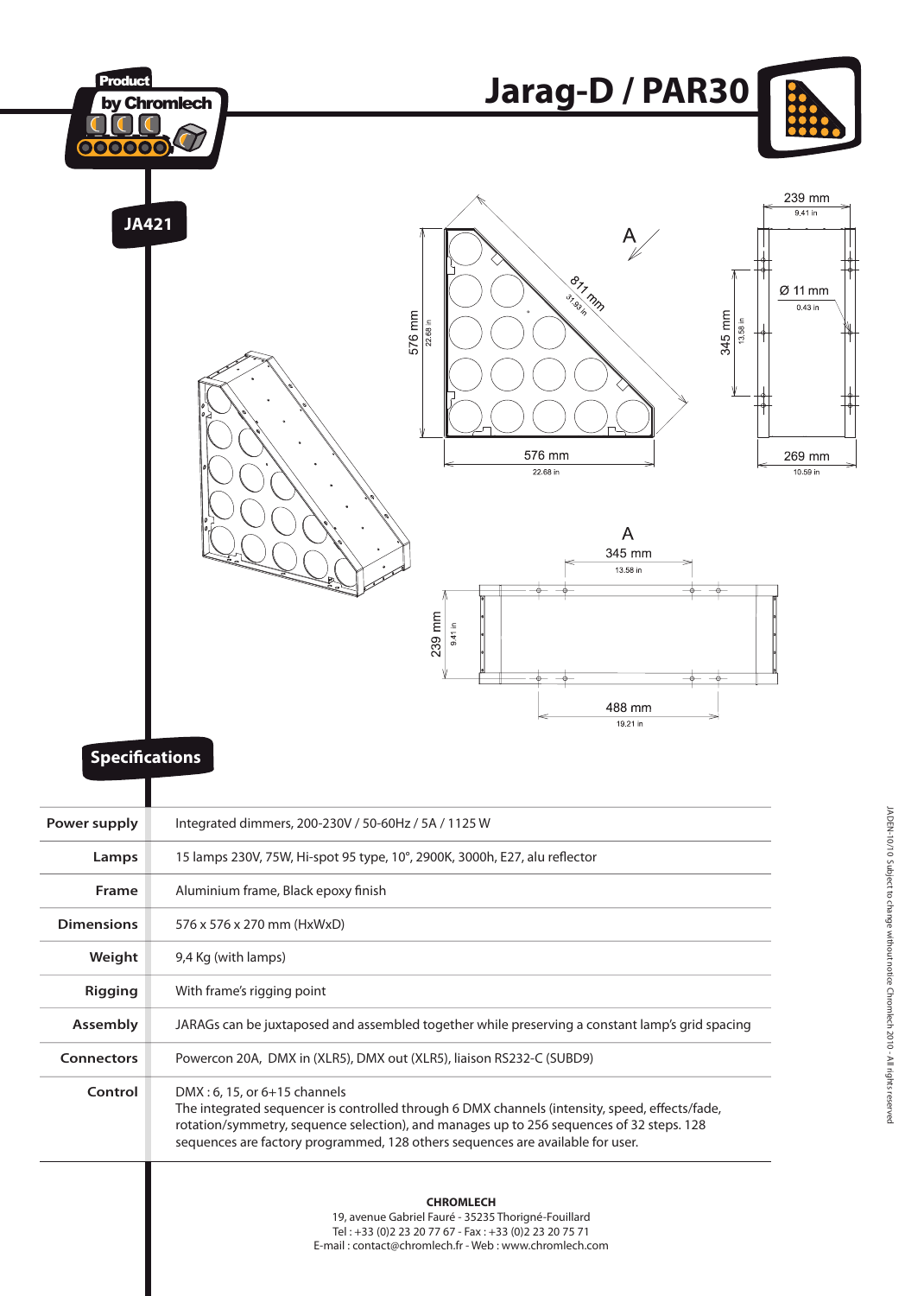# Jarag-D / PAR30

Product by Chromlech

## JA421

A

811 mm
31.93 in

576 mm
22.68 in

576 mm
22.68 in

239 mm
9.41 in

Ø 11 mm
0.43 in

345 mm
13.58 in

269 mm
10.59 in

A

345 mm
13.58 in

239 mm
9.41 in

488 mm
19.21 in

## Specifications

| | |
|---|---|
| **Power supply** | Integrated dimmers, 200-230V / 50-60Hz / 5A / 1125 W |
| **Lamps** | 15 lamps 230V, 75W, Hi-spot 95 type, 10°, 2900K, 3000h, E27, alu reflector |
| **Frame** | Aluminium frame, Black epoxy finish |
| **Dimensions** | 576 x 576 x 270 mm (HxWxD) |
| **Weight** | 9,4 Kg (with lamps) |
| **Rigging** | With frame's rigging point |
| **Assembly** | JARAGs can be juxtaposed and assembled together while preserving a constant lamp's grid spacing |
| **Connectors** | Powercon 20A, DMX in (XLR5), DMX out (XLR5), liaison RS232-C (SUBD9) |
| **Control** | DMX : 6, 15, or 6+15 channels<br>The integrated sequencer is controlled through 6 DMX channels (intensity, speed, effects/fade, rotation/symmetry, sequence selection), and manages up to 256 sequences of 32 steps. 128 sequences are factory programmed, 128 others sequences are available for user. |

**CHROMLECH**
19, avenue Gabriel Fauré - 35235 Thorigné-Fouillard
Tel : +33 (0)2 23 20 77 67 - Fax : +33 (0)2 23 20 75 71
E-mail : contact@chromlech.fr - Web : www.chromlech.com

JADEN-10/10 Subject to change without notice Chromlech 2010 - All rights reserved